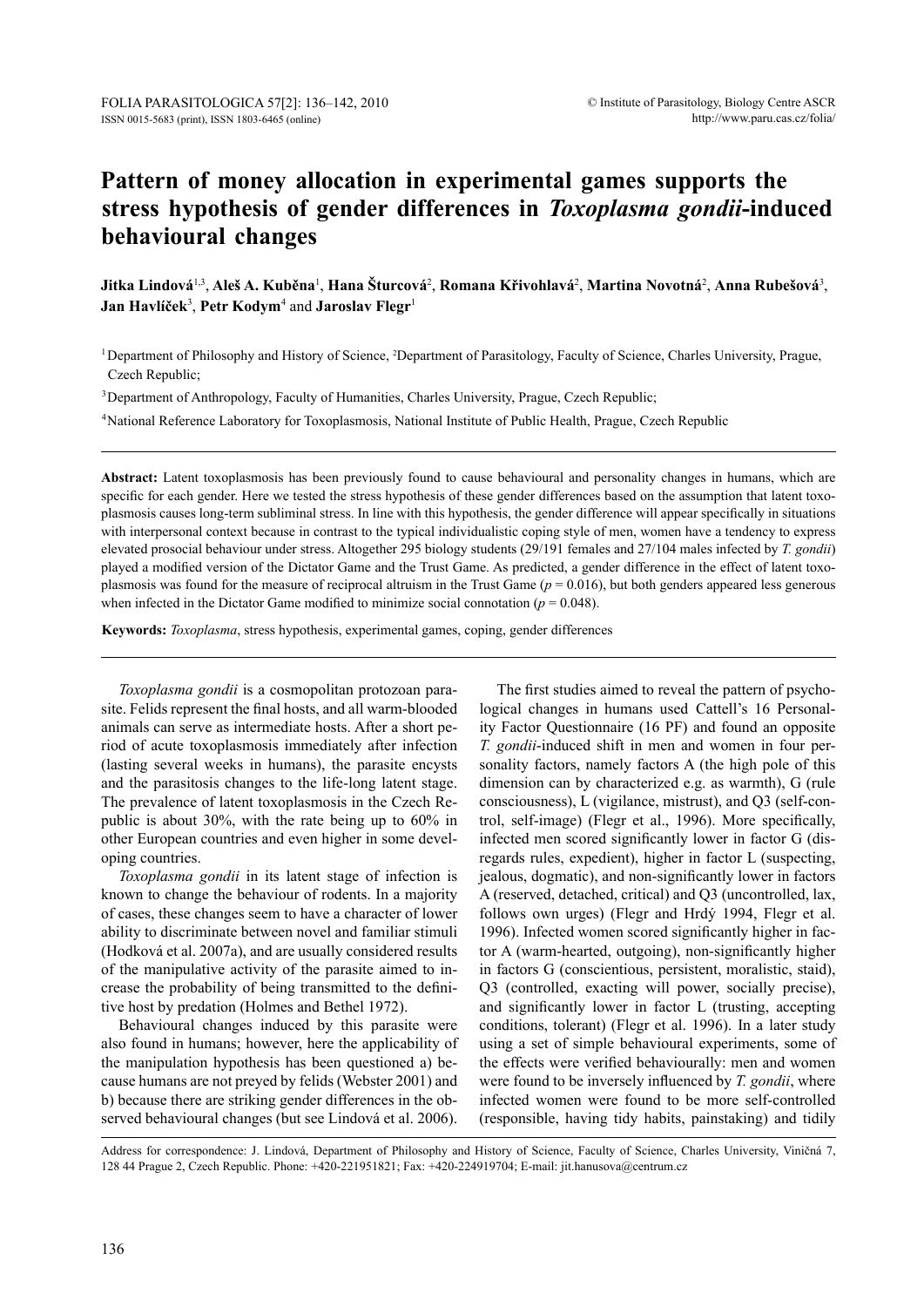# Pattern of money allocation in experimental games supports the stress hypothesis of gender differences in *Toxoplasma gondii*-induced behavioural changes

**Jitka Lindová**[1,3], **Aleš A. Kuběna**[1], **Hana Šturcová**[2], **Romana Křivohlavá**[2], **Martina Novotná**[2], **Anna Rubešová**[3], **Jan Havlíček**[3], **Petr Kodym**[4] and **Jaroslav Flegr**[1]

[1] Department of Philosophy and History of Science, [2] Department of Parasitology, Faculty of Science, Charles University, Prague, Czech Republic;

[3] Department of Anthropology, Faculty of Humanities, Charles University, Prague, Czech Republic;

[4] National Reference Laboratory for Toxoplasmosis, National Institute of Public Health, Prague, Czech Republic

**Abstract:** Latent toxoplasmosis has been previously found to cause behavioural and personality changes in humans, which are specific for each gender. Here we tested the stress hypothesis of these gender differences based on the assumption that latent toxoplasmosis causes long-term subliminal stress. In line with this hypothesis, the gender difference will appear specifically in situations with interpersonal context because in contrast to the typical individualistic coping style of men, women have a tendency to express elevated prosocial behaviour under stress. Altogether 295 biology students (29/191 females and 27/104 males infected by *T. gondii*) played a modified version of the Dictator Game and the Trust Game. As predicted, a gender difference in the effect of latent toxoplasmosis was found for the measure of reciprocal altruism in the Trust Game ($p = 0.016$), but both genders appeared less generous when infected in the Dictator Game modified to minimize social connotation ($p = 0.048$).

**Keywords:** *Toxoplasma*, stress hypothesis, experimental games, coping, gender differences

*Toxoplasma gondii* is a cosmopolitan protozoan parasite. Felids represent the final hosts, and all warm-blooded animals can serve as intermediate hosts. After a short period of acute toxoplasmosis immediately after infection (lasting several weeks in humans), the parasite encysts and the parasitosis changes to the life-long latent stage. The prevalence of latent toxoplasmosis in the Czech Republic is about 30%, with the rate being up to 60% in other European countries and even higher in some developing countries.

*Toxoplasma gondii* in its latent stage of infection is known to change the behaviour of rodents. In a majority of cases, these changes seem to have a character of lower ability to discriminate between novel and familiar stimuli (Hodková et al. 2007a), and are usually considered results of the manipulative activity of the parasite aimed to increase the probability of being transmitted to the definitive host by predation (Holmes and Bethel 1972).

Behavioural changes induced by this parasite were also found in humans; however, here the applicability of the manipulation hypothesis has been questioned a) because humans are not preyed by felids (Webster 2001) and b) because there are striking gender differences in the observed behavioural changes (but see Lindová et al. 2006).

The first studies aimed to reveal the pattern of psychological changes in humans used Cattell's 16 Personality Factor Questionnaire (16 PF) and found an opposite *T. gondii*-induced shift in men and women in four personality factors, namely factors A (the high pole of this dimension can by characterized e.g. as warmth), G (rule consciousness), L (vigilance, mistrust), and Q3 (self-control, self-image) (Flegr et al., 1996). More specifically, infected men scored significantly lower in factor G (disregards rules, expedient), higher in factor L (suspecting, jealous, dogmatic), and non-significantly lower in factors A (reserved, detached, critical) and Q3 (uncontrolled, lax, follows own urges) (Flegr and Hrdý 1994, Flegr et al. 1996). Infected women scored significantly higher in factor A (warm-hearted, outgoing), non-significantly higher in factors G (conscientious, persistent, moralistic, staid), Q3 (controlled, exacting will power, socially precise), and significantly lower in factor L (trusting, accepting conditions, tolerant) (Flegr et al. 1996). In a later study using a set of simple behavioural experiments, some of the effects were verified behaviourally: men and women were found to be inversely influenced by *T. gondii*, where infected women were found to be more self-controlled (responsible, having tidy habits, painstaking) and tidily

Address for correspondence: J. Lindová, Department of Philosophy and History of Science, Faculty of Science, Charles University, Viničná 7, 128 44 Prague 2, Czech Republic. Phone: +420-221951821; Fax: +420-224919704; E-mail: jit.hanusova@centrum.cz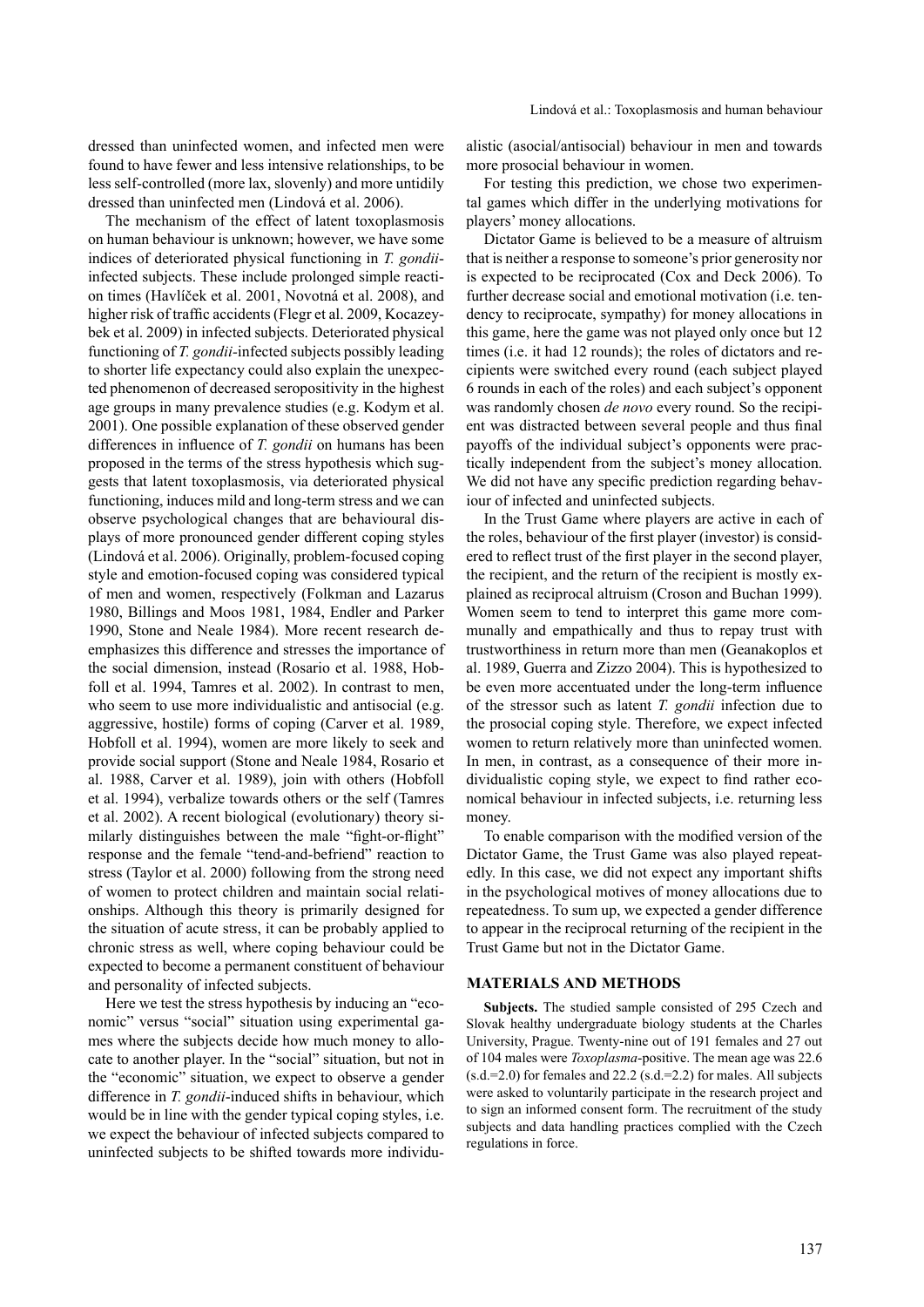dressed than uninfected women, and infected men were found to have fewer and less intensive relationships, to be less self-controlled (more lax, slovenly) and more untidily dressed than uninfected men (Lindová et al. 2006).

The mechanism of the effect of latent toxoplasmosis on human behaviour is unknown; however, we have some indices of deteriorated physical functioning in *T. gondii*-infected subjects. These include prolonged simple reaction times (Havlíček et al. 2001, Novotná et al. 2008), and higher risk of traffic accidents (Flegr et al. 2009, Kocazeybek et al. 2009) in infected subjects. Deteriorated physical functioning of *T. gondii*-infected subjects possibly leading to shorter life expectancy could also explain the unexpected phenomenon of decreased seropositivity in the highest age groups in many prevalence studies (e.g. Kodym et al. 2001). One possible explanation of these observed gender differences in influence of *T. gondii* on humans has been proposed in the terms of the stress hypothesis which suggests that latent toxoplasmosis, via deteriorated physical functioning, induces mild and long-term stress and we can observe psychological changes that are behavioural displays of more pronounced gender different coping styles (Lindová et al. 2006). Originally, problem-focused coping style and emotion-focused coping was considered typical of men and women, respectively (Folkman and Lazarus 1980, Billings and Moos 1981, 1984, Endler and Parker 1990, Stone and Neale 1984). More recent research deemphasizes this difference and stresses the importance of the social dimension, instead (Rosario et al. 1988, Hobfoll et al. 1994, Tamres et al. 2002). In contrast to men, who seem to use more individualistic and antisocial (e.g. aggressive, hostile) forms of coping (Carver et al. 1989, Hobfoll et al. 1994), women are more likely to seek and provide social support (Stone and Neale 1984, Rosario et al. 1988, Carver et al. 1989), join with others (Hobfoll et al. 1994), verbalize towards others or the self (Tamres et al. 2002). A recent biological (evolutionary) theory similarly distinguishes between the male "fight-or-flight" response and the female "tend-and-befriend" reaction to stress (Taylor et al. 2000) following from the strong need of women to protect children and maintain social relationships. Although this theory is primarily designed for the situation of acute stress, it can be probably applied to chronic stress as well, where coping behaviour could be expected to become a permanent constituent of behaviour and personality of infected subjects.

Here we test the stress hypothesis by inducing an "economic" versus "social" situation using experimental games where the subjects decide how much money to allocate to another player. In the "social" situation, but not in the "economic" situation, we expect to observe a gender difference in *T. gondii*-induced shifts in behaviour, which would be in line with the gender typical coping styles, i.e. we expect the behaviour of infected subjects compared to uninfected subjects to be shifted towards more individualistic (asocial/antisocial) behaviour in men and towards more prosocial behaviour in women.

For testing this prediction, we chose two experimental games which differ in the underlying motivations for players' money allocations.

Dictator Game is believed to be a measure of altruism that is neither a response to someone's prior generosity nor is expected to be reciprocated (Cox and Deck 2006). To further decrease social and emotional motivation (i.e. tendency to reciprocate, sympathy) for money allocations in this game, here the game was not played only once but 12 times (i.e. it had 12 rounds); the roles of dictators and recipients were switched every round (each subject played 6 rounds in each of the roles) and each subject's opponent was randomly chosen *de novo* every round. So the recipient was distracted between several people and thus final payoffs of the individual subject's opponents were practically independent from the subject's money allocation. We did not have any specific prediction regarding behaviour of infected and uninfected subjects.

In the Trust Game where players are active in each of the roles, behaviour of the first player (investor) is considered to reflect trust of the first player in the second player, the recipient, and the return of the recipient is mostly explained as reciprocal altruism (Croson and Buchan 1999). Women seem to tend to interpret this game more communally and empathically and thus to repay trust with trustworthiness in return more than men (Geanakoplos et al. 1989, Guerra and Zizzo 2004). This is hypothesized to be even more accentuated under the long-term influence of the stressor such as latent *T. gondii* infection due to the prosocial coping style. Therefore, we expect infected women to return relatively more than uninfected women. In men, in contrast, as a consequence of their more individualistic coping style, we expect to find rather economical behaviour in infected subjects, i.e. returning less money.

To enable comparison with the modified version of the Dictator Game, the Trust Game was also played repeatedly. In this case, we did not expect any important shifts in the psychological motives of money allocations due to repeatedness. To sum up, we expected a gender difference to appear in the reciprocal returning of the recipient in the Trust Game but not in the Dictator Game.

## MATERIALS AND METHODS

**Subjects.** The studied sample consisted of 295 Czech and Slovak healthy undergraduate biology students at the Charles University, Prague. Twenty-nine out of 191 females and 27 out of 104 males were *Toxoplasma*-positive. The mean age was 22.6 (s.d.=2.0) for females and 22.2 (s.d.=2.2) for males. All subjects were asked to voluntarily participate in the research project and to sign an informed consent form. The recruitment of the study subjects and data handling practices complied with the Czech regulations in force.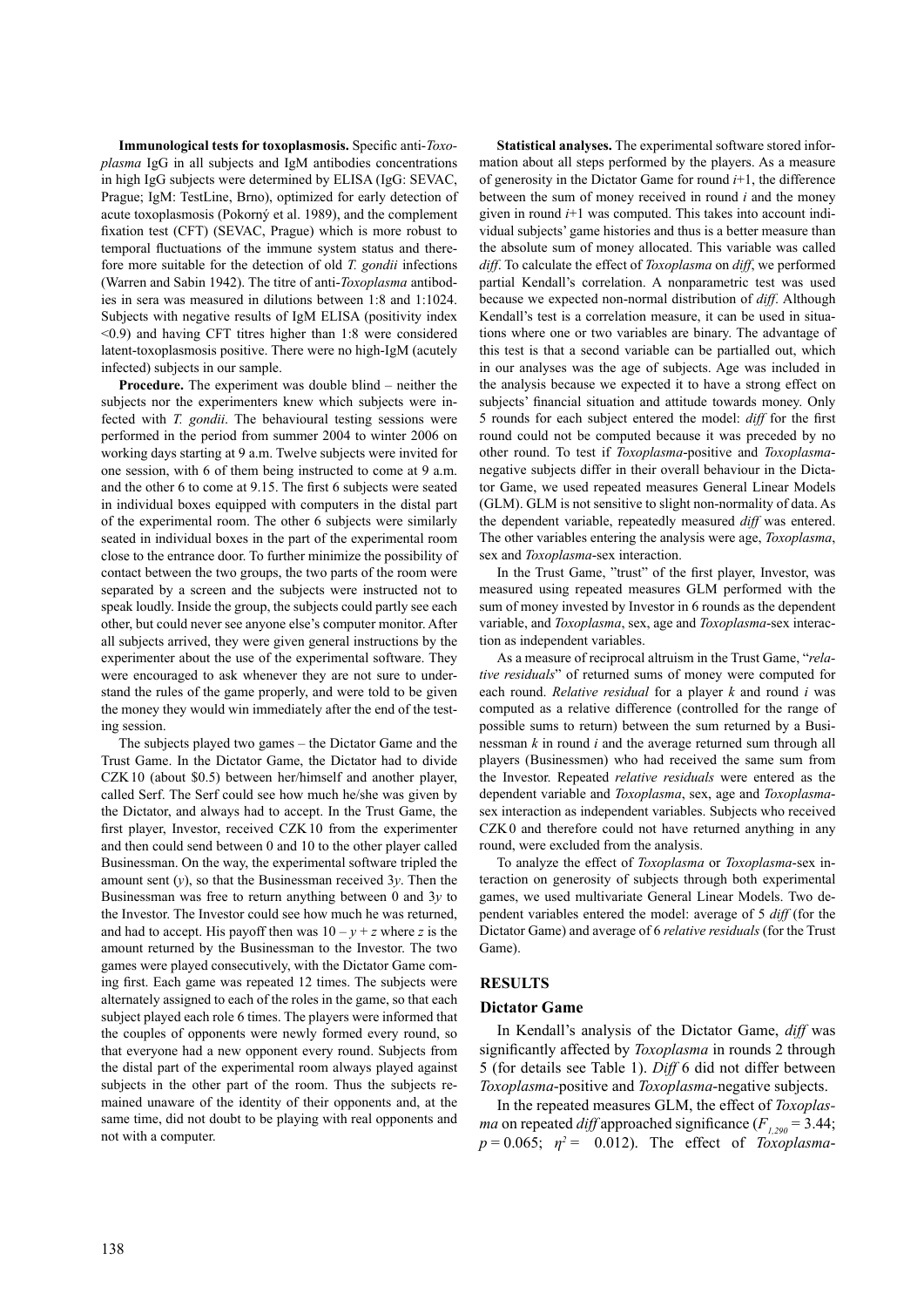**Immunological tests for toxoplasmosis.** Specific anti-*Toxoplasma* IgG in all subjects and IgM antibodies concentrations in high IgG subjects were determined by ELISA (IgG: SEVAC, Prague; IgM: TestLine, Brno), optimized for early detection of acute toxoplasmosis (Pokorný et al. 1989), and the complement fixation test (CFT) (SEVAC, Prague) which is more robust to temporal fluctuations of the immune system status and therefore more suitable for the detection of old *T. gondii* infections (Warren and Sabin 1942). The titre of anti-*Toxoplasma* antibodies in sera was measured in dilutions between 1:8 and 1:1024. Subjects with negative results of IgM ELISA (positivity index <0.9) and having CFT titres higher than 1:8 were considered latent-toxoplasmosis positive. There were no high-IgM (acutely infected) subjects in our sample.

**Procedure.** The experiment was double blind – neither the subjects nor the experimenters knew which subjects were infected with *T. gondii*. The behavioural testing sessions were performed in the period from summer 2004 to winter 2006 on working days starting at 9 a.m. Twelve subjects were invited for one session, with 6 of them being instructed to come at 9 a.m. and the other 6 to come at 9.15. The first 6 subjects were seated in individual boxes equipped with computers in the distal part of the experimental room. The other 6 subjects were similarly seated in individual boxes in the part of the experimental room close to the entrance door. To further minimize the possibility of contact between the two groups, the two parts of the room were separated by a screen and the subjects were instructed not to speak loudly. Inside the group, the subjects could partly see each other, but could never see anyone else's computer monitor. After all subjects arrived, they were given general instructions by the experimenter about the use of the experimental software. They were encouraged to ask whenever they are not sure to understand the rules of the game properly, and were told to be given the money they would win immediately after the end of the testing session.

The subjects played two games – the Dictator Game and the Trust Game. In the Dictator Game, the Dictator had to divide CZK 10 (about \$0.5) between her/himself and another player, called Serf. The Serf could see how much he/she was given by the Dictator, and always had to accept. In the Trust Game, the first player, Investor, received CZK 10 from the experimenter and then could send between 0 and 10 to the other player called Businessman. On the way, the experimental software tripled the amount sent ($y$), so that the Businessman received $3y$. Then the Businessman was free to return anything between 0 and $3y$ to the Investor. The Investor could see how much he was returned, and had to accept. His payoff then was $10 - y + z$ where $z$ is the amount returned by the Businessman to the Investor. The two games were played consecutively, with the Dictator Game coming first. Each game was repeated 12 times. The subjects were alternately assigned to each of the roles in the game, so that each subject played each role 6 times. The players were informed that the couples of opponents were newly formed every round, so that everyone had a new opponent every round. Subjects from the distal part of the experimental room always played against subjects in the other part of the room. Thus the subjects remained unaware of the identity of their opponents and, at the same time, did not doubt to be playing with real opponents and not with a computer.

**Statistical analyses.** The experimental software stored information about all steps performed by the players. As a measure of generosity in the Dictator Game for round $i$+1, the difference between the sum of money received in round $i$ and the money given in round $i$+1 was computed. This takes into account individual subjects' game histories and thus is a better measure than the absolute sum of money allocated. This variable was called *diff*. To calculate the effect of *Toxoplasma* on *diff*, we performed partial Kendall's correlation. A nonparametric test was used because we expected non-normal distribution of *diff*. Although Kendall's test is a correlation measure, it can be used in situations where one or two variables are binary. The advantage of this test is that a second variable can be partialled out, which in our analyses was the age of subjects. Age was included in the analysis because we expected it to have a strong effect on subjects' financial situation and attitude towards money. Only 5 rounds for each subject entered the model: *diff* for the first round could not be computed because it was preceded by no other round. To test if *Toxoplasma*-positive and *Toxoplasma*-negative subjects differ in their overall behaviour in the Dictator Game, we used repeated measures General Linear Models (GLM). GLM is not sensitive to slight non-normality of data. As the dependent variable, repeatedly measured *diff* was entered. The other variables entering the analysis were age, *Toxoplasma*, sex and *Toxoplasma*-sex interaction.

In the Trust Game, "trust" of the first player, Investor, was measured using repeated measures GLM performed with the sum of money invested by Investor in 6 rounds as the dependent variable, and *Toxoplasma*, sex, age and *Toxoplasma*-sex interaction as independent variables.

As a measure of reciprocal altruism in the Trust Game, "*relative residuals*" of returned sums of money were computed for each round. *Relative residual* for a player $k$ and round $i$ was computed as a relative difference (controlled for the range of possible sums to return) between the sum returned by a Businessman $k$ in round $i$ and the average returned sum through all players (Businessmen) who had received the same sum from the Investor. Repeated *relative residuals* were entered as the dependent variable and *Toxoplasma*, sex, age and *Toxoplasma*-sex interaction as independent variables. Subjects who received CZK 0 and therefore could not have returned anything in any round, were excluded from the analysis.

To analyze the effect of *Toxoplasma* or *Toxoplasma*-sex interaction on generosity of subjects through both experimental games, we used multivariate General Linear Models. Two dependent variables entered the model: average of 5 *diff* (for the Dictator Game) and average of 6 *relative residuals* (for the Trust Game).

## RESULTS

### Dictator Game

In Kendall's analysis of the Dictator Game, *diff* was significantly affected by *Toxoplasma* in rounds 2 through 5 (for details see Table 1). *Diff* 6 did not differ between *Toxoplasma*-positive and *Toxoplasma*-negative subjects.

In the repeated measures GLM, the effect of *Toxoplasma* on repeated *diff* approached significance ($F_{1,290} = 3.44$; $p = 0.065$; $\eta^2 = 0.012$). The effect of *Toxoplasma*-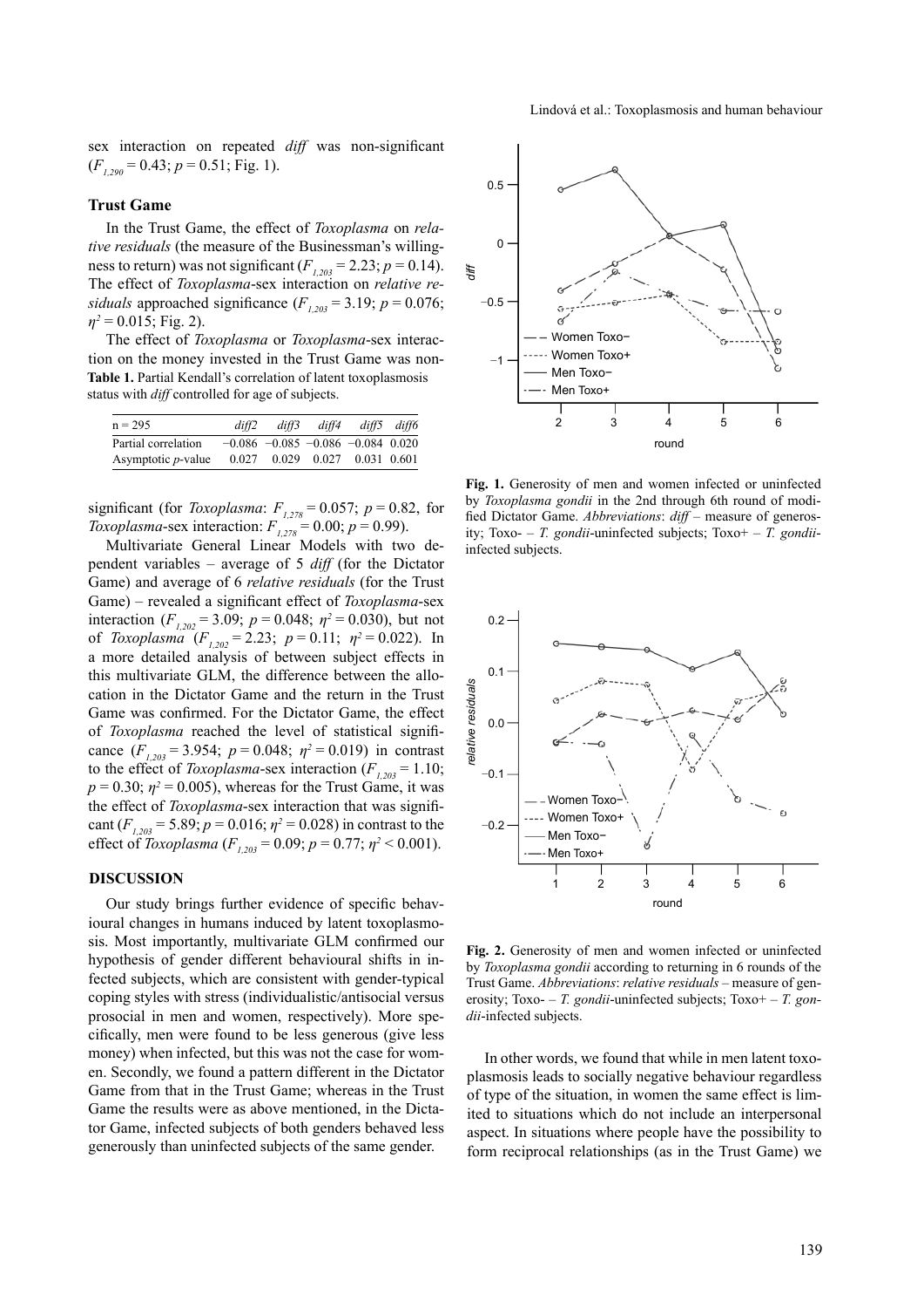sex interaction on repeated *diff* was non-significant ($F_{1,290} = 0.43$; $p = 0.51$; Fig. 1).

### Trust Game

In the Trust Game, the effect of *Toxoplasma* on *relative residuals* (the measure of the Businessman's willingness to return) was not significant ($F_{1,203} = 2.23$; $p = 0.14$). The effect of *Toxoplasma*-sex interaction on *relative residuals* approached significance ($F_{1,203} = 3.19$; $p = 0.076$; $\eta^2 = 0.015$; Fig. 2).

The effect of *Toxoplasma* or *Toxoplasma*-sex interaction on the money invested in the Trust Game was non-significant (for *Toxoplasma*: $F_{1,278} = 0.057$; $p = 0.82$, for *Toxoplasma*-sex interaction: $F_{1,278} = 0.00$; $p = 0.99$).

**Table 1.** Partial Kendall's correlation of latent toxoplasmosis status with *diff* controlled for age of subjects.

| n = 295 | *diff2* | *diff3* | *diff4* | *diff5* | *diff6* |
|---|---|---|---|---|---|
| Partial correlation | −0.086 | −0.085 | −0.086 | −0.084 | 0.020 |
| Asymptotic *p*-value | 0.027 | 0.029 | 0.027 | 0.031 | 0.601 |

Multivariate General Linear Models with two dependent variables – average of 5 *diff* (for the Dictator Game) and average of 6 *relative residuals* (for the Trust Game) – revealed a significant effect of *Toxoplasma*-sex interaction ($F_{1,202} = 3.09$; $p = 0.048$; $\eta^2 = 0.030$), but not of *Toxoplasma* ($F_{1,202} = 2.23$; $p = 0.11$; $\eta^2 = 0.022$). In a more detailed analysis of between subject effects in this multivariate GLM, the difference between the allocation in the Dictator Game and the return in the Trust Game was confirmed. For the Dictator Game, the effect of *Toxoplasma* reached the level of statistical significance ($F_{1,203} = 3.954$; $p = 0.048$; $\eta^2 = 0.019$) in contrast to the effect of *Toxoplasma*-sex interaction ($F_{1,203} = 1.10$; $p = 0.30$; $\eta^2 = 0.005$), whereas for the Trust Game, it was the effect of *Toxoplasma*-sex interaction that was significant ($F_{1,203} = 5.89$; $p = 0.016$; $\eta^2 = 0.028$) in contrast to the effect of *Toxoplasma* ($F_{1,203} = 0.09$; $p = 0.77$; $\eta^2 < 0.001$).

**Fig. 1.** Generosity of men and women infected or uninfected by *Toxoplasma gondii* in the 2nd through 6th round of modified Dictator Game. *Abbreviations*: *diff* – measure of generosity; Toxo- – *T. gondii*-uninfected subjects; Toxo+ – *T. gondii*-infected subjects.

**Fig. 2.** Generosity of men and women infected or uninfected by *Toxoplasma gondii* according to returning in 6 rounds of the Trust Game. *Abbreviations*: *relative residuals* – measure of generosity; Toxo- – *T. gondii*-uninfected subjects; Toxo+ – *T. gondii*-infected subjects.

## DISCUSSION

Our study brings further evidence of specific behavioural changes in humans induced by latent toxoplasmosis. Most importantly, multivariate GLM confirmed our hypothesis of gender different behavioural shifts in infected subjects, which are consistent with gender-typical coping styles with stress (individualistic/antisocial versus prosocial in men and women, respectively). More specifically, men were found to be less generous (give less money) when infected, but this was not the case for women. Secondly, we found a pattern different in the Dictator Game from that in the Trust Game; whereas in the Trust Game the results were as above mentioned, in the Dictator Game, infected subjects of both genders behaved less generously than uninfected subjects of the same gender.

In other words, we found that while in men latent toxoplasmosis leads to socially negative behaviour regardless of type of the situation, in women the same effect is limited to situations which do not include an interpersonal aspect. In situations where people have the possibility to form reciprocal relationships (as in the Trust Game) we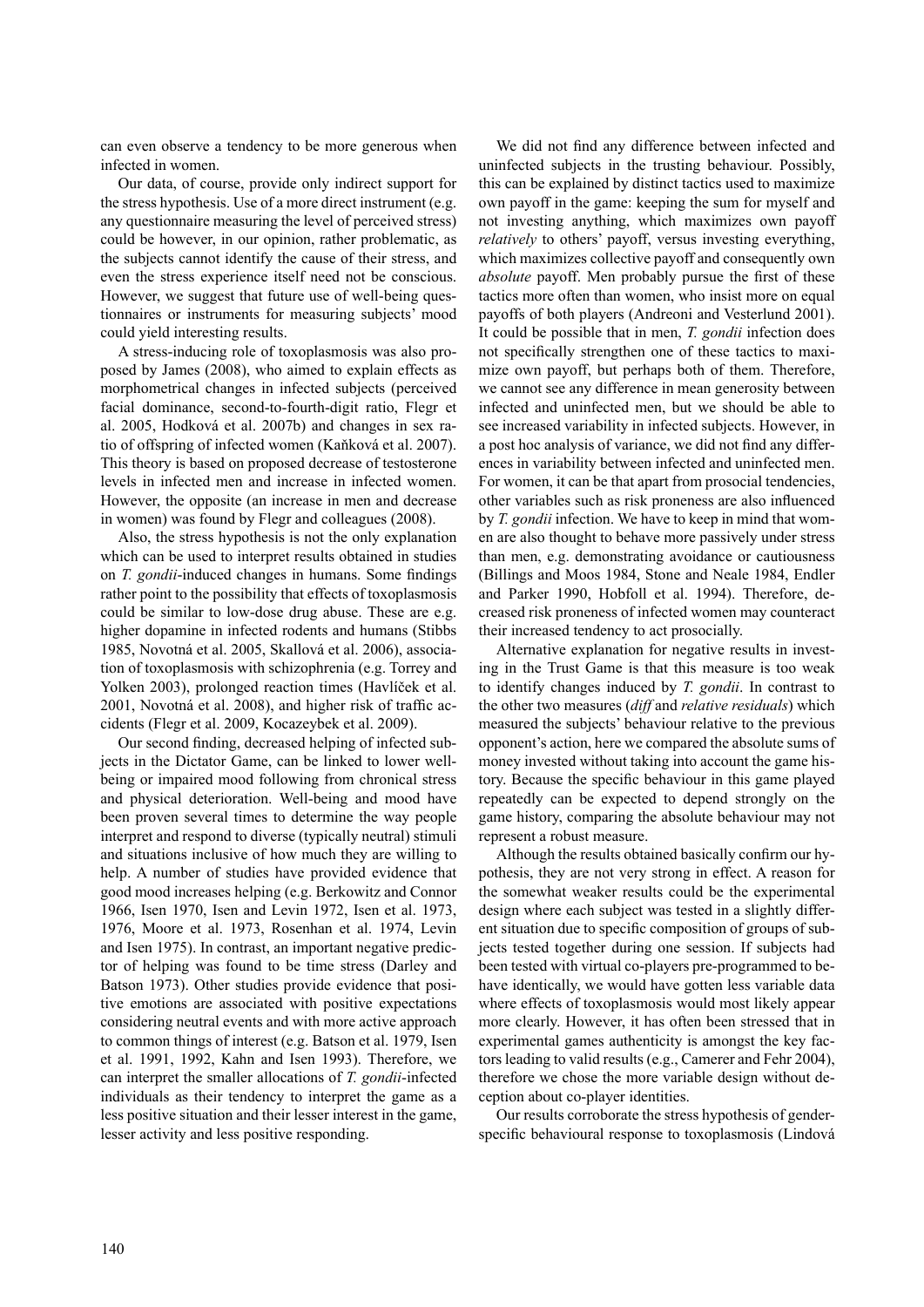can even observe a tendency to be more generous when infected in women.

Our data, of course, provide only indirect support for the stress hypothesis. Use of a more direct instrument (e.g. any questionnaire measuring the level of perceived stress) could be however, in our opinion, rather problematic, as the subjects cannot identify the cause of their stress, and even the stress experience itself need not be conscious. However, we suggest that future use of well-being questionnaires or instruments for measuring subjects' mood could yield interesting results.

A stress-inducing role of toxoplasmosis was also proposed by James (2008), who aimed to explain effects as morphometrical changes in infected subjects (perceived facial dominance, second-to-fourth-digit ratio, Flegr et al. 2005, Hodková et al. 2007b) and changes in sex ratio of offspring of infected women (Kaňková et al. 2007). This theory is based on proposed decrease of testosterone levels in infected men and increase in infected women. However, the opposite (an increase in men and decrease in women) was found by Flegr and colleagues (2008).

Also, the stress hypothesis is not the only explanation which can be used to interpret results obtained in studies on *T. gondii*-induced changes in humans. Some findings rather point to the possibility that effects of toxoplasmosis could be similar to low-dose drug abuse. These are e.g. higher dopamine in infected rodents and humans (Stibbs 1985, Novotná et al. 2005, Skallová et al. 2006), association of toxoplasmosis with schizophrenia (e.g. Torrey and Yolken 2003), prolonged reaction times (Havlíček et al. 2001, Novotná et al. 2008), and higher risk of traffic accidents (Flegr et al. 2009, Kocazeybek et al. 2009).

Our second finding, decreased helping of infected subjects in the Dictator Game, can be linked to lower well-being or impaired mood following from chronical stress and physical deterioration. Well-being and mood have been proven several times to determine the way people interpret and respond to diverse (typically neutral) stimuli and situations inclusive of how much they are willing to help. A number of studies have provided evidence that good mood increases helping (e.g. Berkowitz and Connor 1966, Isen 1970, Isen and Levin 1972, Isen et al. 1973, 1976, Moore et al. 1973, Rosenhan et al. 1974, Levin and Isen 1975). In contrast, an important negative predictor of helping was found to be time stress (Darley and Batson 1973). Other studies provide evidence that positive emotions are associated with positive expectations considering neutral events and with more active approach to common things of interest (e.g. Batson et al. 1979, Isen et al. 1991, 1992, Kahn and Isen 1993). Therefore, we can interpret the smaller allocations of *T. gondii*-infected individuals as their tendency to interpret the game as a less positive situation and their lesser interest in the game, lesser activity and less positive responding.

We did not find any difference between infected and uninfected subjects in the trusting behaviour. Possibly, this can be explained by distinct tactics used to maximize own payoff in the game: keeping the sum for myself and not investing anything, which maximizes own payoff *relatively* to others' payoff, versus investing everything, which maximizes collective payoff and consequently own *absolute* payoff. Men probably pursue the first of these tactics more often than women, who insist more on equal payoffs of both players (Andreoni and Vesterlund 2001). It could be possible that in men, *T. gondii* infection does not specifically strengthen one of these tactics to maximize own payoff, but perhaps both of them. Therefore, we cannot see any difference in mean generosity between infected and uninfected men, but we should be able to see increased variability in infected subjects. However, in a post hoc analysis of variance, we did not find any differences in variability between infected and uninfected men. For women, it can be that apart from prosocial tendencies, other variables such as risk proneness are also influenced by *T. gondii* infection. We have to keep in mind that women are also thought to behave more passively under stress than men, e.g. demonstrating avoidance or cautiousness (Billings and Moos 1984, Stone and Neale 1984, Endler and Parker 1990, Hobfoll et al. 1994). Therefore, decreased risk proneness of infected women may counteract their increased tendency to act prosocially.

Alternative explanation for negative results in investing in the Trust Game is that this measure is too weak to identify changes induced by *T. gondii*. In contrast to the other two measures (*diff* and *relative residuals*) which measured the subjects' behaviour relative to the previous opponent's action, here we compared the absolute sums of money invested without taking into account the game history. Because the specific behaviour in this game played repeatedly can be expected to depend strongly on the game history, comparing the absolute behaviour may not represent a robust measure.

Although the results obtained basically confirm our hypothesis, they are not very strong in effect. A reason for the somewhat weaker results could be the experimental design where each subject was tested in a slightly different situation due to specific composition of groups of subjects tested together during one session. If subjects had been tested with virtual co-players pre-programmed to behave identically, we would have gotten less variable data where effects of toxoplasmosis would most likely appear more clearly. However, it has often been stressed that in experimental games authenticity is amongst the key factors leading to valid results (e.g., Camerer and Fehr 2004), therefore we chose the more variable design without deception about co-player identities.

Our results corroborate the stress hypothesis of gender-specific behavioural response to toxoplasmosis (Lindová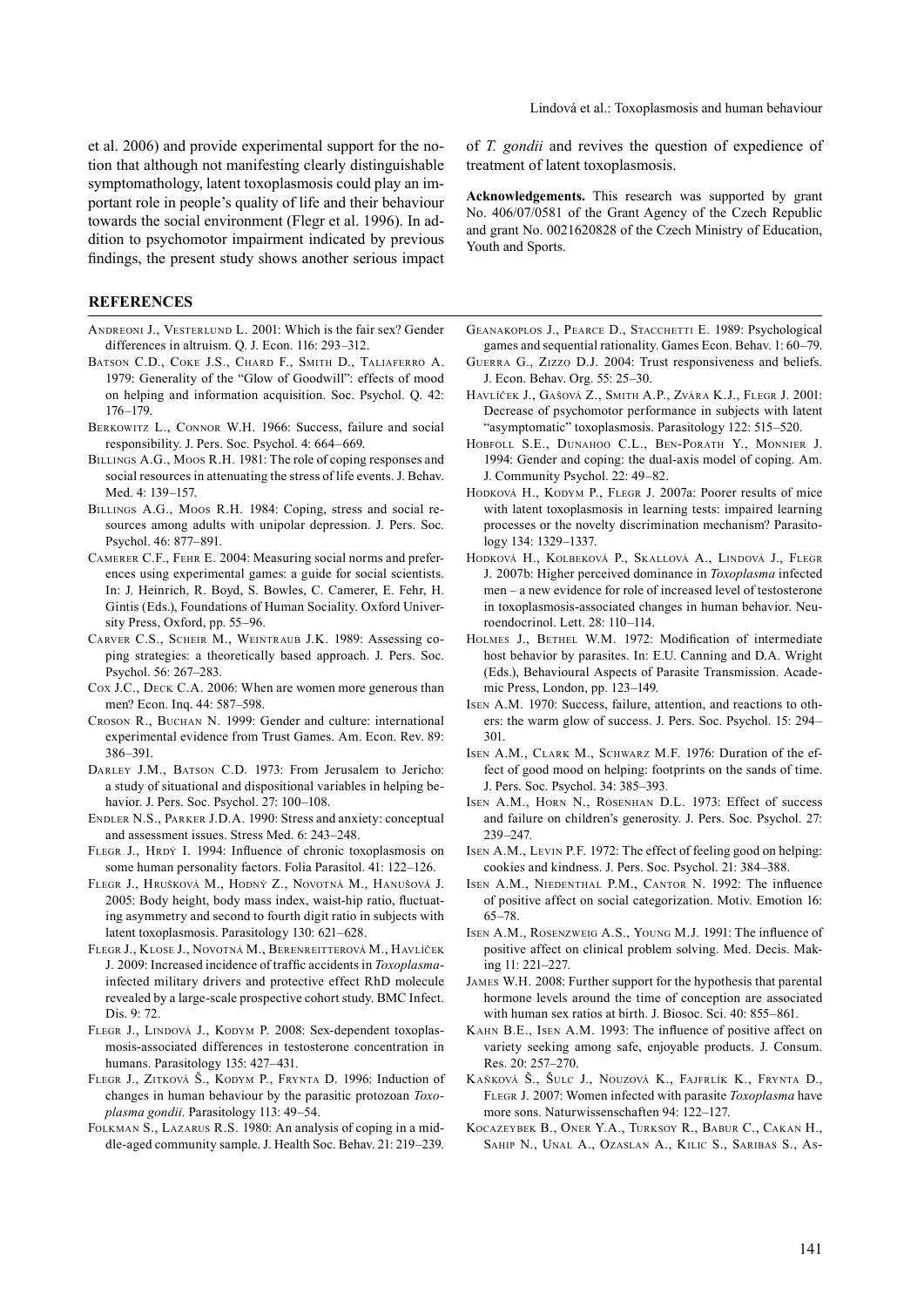et al. 2006) and provide experimental support for the notion that although not manifesting clearly distinguishable symptomathology, latent toxoplasmosis could play an important role in people's quality of life and their behaviour towards the social environment (Flegr et al. 1996). In addition to psychomotor impairment indicated by previous findings, the present study shows another serious impact of *T. gondii* and revives the question of expedience of treatment of latent toxoplasmosis.

**Acknowledgements.** This research was supported by grant No. 406/07/0581 of the Grant Agency of the Czech Republic and grant No. 0021620828 of the Czech Ministry of Education, Youth and Sports.

## REFERENCES

Andreoni J., Vesterlund L. 2001: Which is the fair sex? Gender differences in altruism. Q. J. Econ. 116: 293–312.

Batson C.D., Coke J.S., Chard F., Smith D., Taliaferro A. 1979: Generality of the "Glow of Goodwill": effects of mood on helping and information acquisition. Soc. Psychol. Q. 42: 176–179.

Berkowitz L., Connor W.H. 1966: Success, failure and social responsibility. J. Pers. Soc. Psychol. 4: 664–669.

Billings A.G., Moos R.H. 1981: The role of coping responses and social resources in attenuating the stress of life events. J. Behav. Med. 4: 139–157.

Billings A.G., Moos R.H. 1984: Coping, stress and social resources among adults with unipolar depression. J. Pers. Soc. Psychol. 46: 877–891.

Camerer C.F., Fehr E. 2004: Measuring social norms and preferences using experimental games: a guide for social scientists. In: J. Heinrich, R. Boyd, S. Bowles, C. Camerer, E. Fehr, H. Gintis (Eds.), Foundations of Human Sociality. Oxford University Press, Oxford, pp. 55–96.

Carver C.S., Scheir M., Weintraub J.K. 1989: Assessing coping strategies: a theoretically based approach. J. Pers. Soc. Psychol. 56: 267–283.

Cox J.C., Deck C.A. 2006: When are women more generous than men? Econ. Inq. 44: 587–598.

Croson R., Buchan N. 1999: Gender and culture: international experimental evidence from Trust Games. Am. Econ. Rev. 89: 386–391.

Darley J.M., Batson C.D. 1973: From Jerusalem to Jericho: a study of situational and dispositional variables in helping behavior. J. Pers. Soc. Psychol. 27: 100–108.

Endler N.S., Parker J.D.A. 1990: Stress and anxiety: conceptual and assessment issues. Stress Med. 6: 243–248.

Flegr J., Hrdý I. 1994: Influence of chronic toxoplasmosis on some human personality factors. Folia Parasitol. 41: 122–126.

Flegr J., Hrušková M., Hodný Z., Novotná M., Hanušová J. 2005: Body height, body mass index, waist-hip ratio, fluctuating asymmetry and second to fourth digit ratio in subjects with latent toxoplasmosis. Parasitology 130: 621–628.

Flegr J., Klose J., Novotná M., Berenreitterová M., Havlíček J. 2009: Increased incidence of traffic accidents in *Toxoplasma*-infected military drivers and protective effect RhD molecule revealed by a large-scale prospective cohort study. BMC Infect. Dis. 9: 72.

Flegr J., Lindová J., Kodym P. 2008: Sex-dependent toxoplasmosis-associated differences in testosterone concentration in humans. Parasitology 135: 427–431.

Flegr J., Zitková Š., Kodym P., Frynta D. 1996: Induction of changes in human behaviour by the parasitic protozoan *Toxoplasma gondii*. Parasitology 113: 49–54.

Folkman S., Lazarus R.S. 1980: An analysis of coping in a middle-aged community sample. J. Health Soc. Behav. 21: 219–239.

Geanakoplos J., Pearce D., Stacchetti E. 1989: Psychological games and sequential rationality. Games Econ. Behav. 1: 60–79.

Guerra G., Zizzo D.J. 2004: Trust responsiveness and beliefs. J. Econ. Behav. Org. 55: 25–30.

Havlíček J., Gašová Z., Smith A.P., Zvára K.J., Flegr J. 2001: Decrease of psychomotor performance in subjects with latent "asymptomatic" toxoplasmosis. Parasitology 122: 515–520.

Hobfoll S.E., Dunahoo C.L., Ben-Porath Y., Monnier J. 1994: Gender and coping: the dual-axis model of coping. Am. J. Community Psychol. 22: 49–82.

Hodková H., Kodym P., Flegr J. 2007a: Poorer results of mice with latent toxoplasmosis in learning tests: impaired learning processes or the novelty discrimination mechanism? Parasitology 134: 1329–1337.

Hodková H., Kolbeková P., Skallová A., Lindová J., Flegr J. 2007b: Higher perceived dominance in *Toxoplasma* infected men – a new evidence for role of increased level of testosterone in toxoplasmosis-associated changes in human behavior. Neuroendocrinol. Lett. 28: 110–114.

Holmes J., Bethel W.M. 1972: Modification of intermediate host behavior by parasites. In: E.U. Canning and D.A. Wright (Eds.), Behavioural Aspects of Parasite Transmission. Academic Press, London, pp. 123–149.

Isen A.M. 1970: Success, failure, attention, and reactions to others: the warm glow of success. J. Pers. Soc. Psychol. 15: 294–301.

Isen A.M., Clark M., Schwarz M.F. 1976: Duration of the effect of good mood on helping: footprints on the sands of time. J. Pers. Soc. Psychol. 34: 385–393.

Isen A.M., Horn N., Rosenhan D.L. 1973: Effect of success and failure on children's generosity. J. Pers. Soc. Psychol. 27: 239–247.

Isen A.M., Levin P.F. 1972: The effect of feeling good on helping: cookies and kindness. J. Pers. Soc. Psychol. 21: 384–388.

Isen A.M., Niedenthal P.M., Cantor N. 1992: The influence of positive affect on social categorization. Motiv. Emotion 16: 65–78.

Isen A.M., Rosenzweig A.S., Young M.J. 1991: The influence of positive affect on clinical problem solving. Med. Decis. Making 11: 221–227.

James W.H. 2008: Further support for the hypothesis that parental hormone levels around the time of conception are associated with human sex ratios at birth. J. Biosoc. Sci. 40: 855–861.

Kahn B.E., Isen A.M. 1993: The influence of positive affect on variety seeking among safe, enjoyable products. J. Consum. Res. 20: 257–270.

Kaňková Š., Šulc J., Nouzová K., Fajfrlík K., Frynta D., Flegr J. 2007: Women infected with parasite *Toxoplasma* have more sons. Naturwissenschaften 94: 122–127.

Kocazeybek B., Oner Y.A., Turksoy R., Babur C., Cakan H., Sahip N., Unal A., Ozaslan A., Kilic S., Saribas S., As-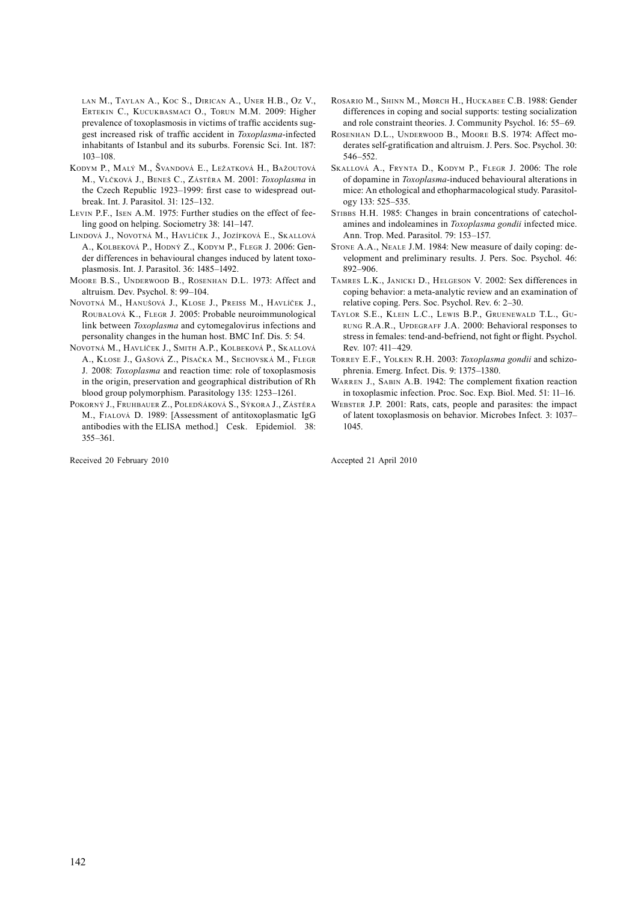lan M., Taylan A., Koc S., Dirican A., Uner H.B., Oz V., Ertekin C., Kucukbasmaci O., Torun M.M. 2009: Higher prevalence of toxoplasmosis in victims of traffic accidents suggest increased risk of traffic accident in *Toxoplasma*-infected inhabitants of Istanbul and its suburbs. Forensic Sci. Int. 187: 103–108.

Kodym P., Malý M., Švandová E., Ležatková H., Bažoutová M., Vlčková J., Beneš C., Zástěra M. 2001: *Toxoplasma* in the Czech Republic 1923–1999: first case to widespread outbreak. Int. J. Parasitol. 31: 125–132.

Levin P.F., Isen A.M. 1975: Further studies on the effect of feeling good on helping. Sociometry 38: 141–147.

Lindová J., Novotná M., Havlíček J., Jozífková E., Skallová A., Kolbeková P., Hodný Z., Kodym P., Flegr J. 2006: Gender differences in behavioural changes induced by latent toxoplasmosis. Int. J. Parasitol. 36: 1485–1492.

Moore B.S., Underwood B., Rosenhan D.L. 1973: Affect and altruism. Dev. Psychol. 8: 99–104.

Novotná M., Hanušová J., Klose J., Preiss M., Havlíček J., Roubalová K., Flegr J. 2005: Probable neuroimmunological link between *Toxoplasma* and cytomegalovirus infections and personality changes in the human host. BMC Inf. Dis. 5: 54.

Novotná M., Havlíček J., Smith A.P., Kolbeková P., Skallová A., Klose J., Gašová Z., Písačka M., Sechovská M., Flegr J. 2008: *Toxoplasma* and reaction time: role of toxoplasmosis in the origin, preservation and geographical distribution of Rh blood group polymorphism. Parasitology 135: 1253–1261.

Pokorný J., Fruhbauer Z., Poledňáková S., Sýkora J., Zástěra M., Fialová D. 1989: [Assessment of antitoxoplasmatic IgG antibodies with the ELISA method.] Cesk. Epidemiol. 38: 355–361.

Rosario M., Shinn M., Mørch H., Huckabee C.B. 1988: Gender differences in coping and social supports: testing socialization and role constraint theories. J. Community Psychol. 16: 55–69.

Rosenhan D.L., Underwood B., Moore B.S. 1974: Affect moderates self-gratification and altruism. J. Pers. Soc. Psychol. 30: 546–552.

Skallová A., Frynta D., Kodym P., Flegr J. 2006: The role of dopamine in *Toxoplasma*-induced behavioural alterations in mice: An ethological and ethopharmacological study. Parasitology 133: 525–535.

Stibbs H.H. 1985: Changes in brain concentrations of catecholamines and indoleamines in *Toxoplasma gondii* infected mice. Ann. Trop. Med. Parasitol. 79: 153–157.

Stone A.A., Neale J.M. 1984: New measure of daily coping: development and preliminary results. J. Pers. Soc. Psychol. 46: 892–906.

Tamres L.K., Janicki D., Helgeson V. 2002: Sex differences in coping behavior: a meta-analytic review and an examination of relative coping. Pers. Soc. Psychol. Rev. 6: 2–30.

Taylor S.E., Klein L.C., Lewis B.P., Gruenewald T.L., Gurung R.A.R., Updegraff J.A. 2000: Behavioral responses to stress in females: tend-and-befriend, not fight or flight. Psychol. Rev. 107: 411–429.

Torrey E.F., Yolken R.H. 2003: *Toxoplasma gondii* and schizophrenia. Emerg. Infect. Dis. 9: 1375–1380.

Warren J., Sabin A.B. 1942: The complement fixation reaction in toxoplasmic infection. Proc. Soc. Exp. Biol. Med. 51: 11–16.

Webster J.P. 2001: Rats, cats, people and parasites: the impact of latent toxoplasmosis on behavior. Microbes Infect. 3: 1037–1045.

Received 20 February 2010

Accepted 21 April 2010